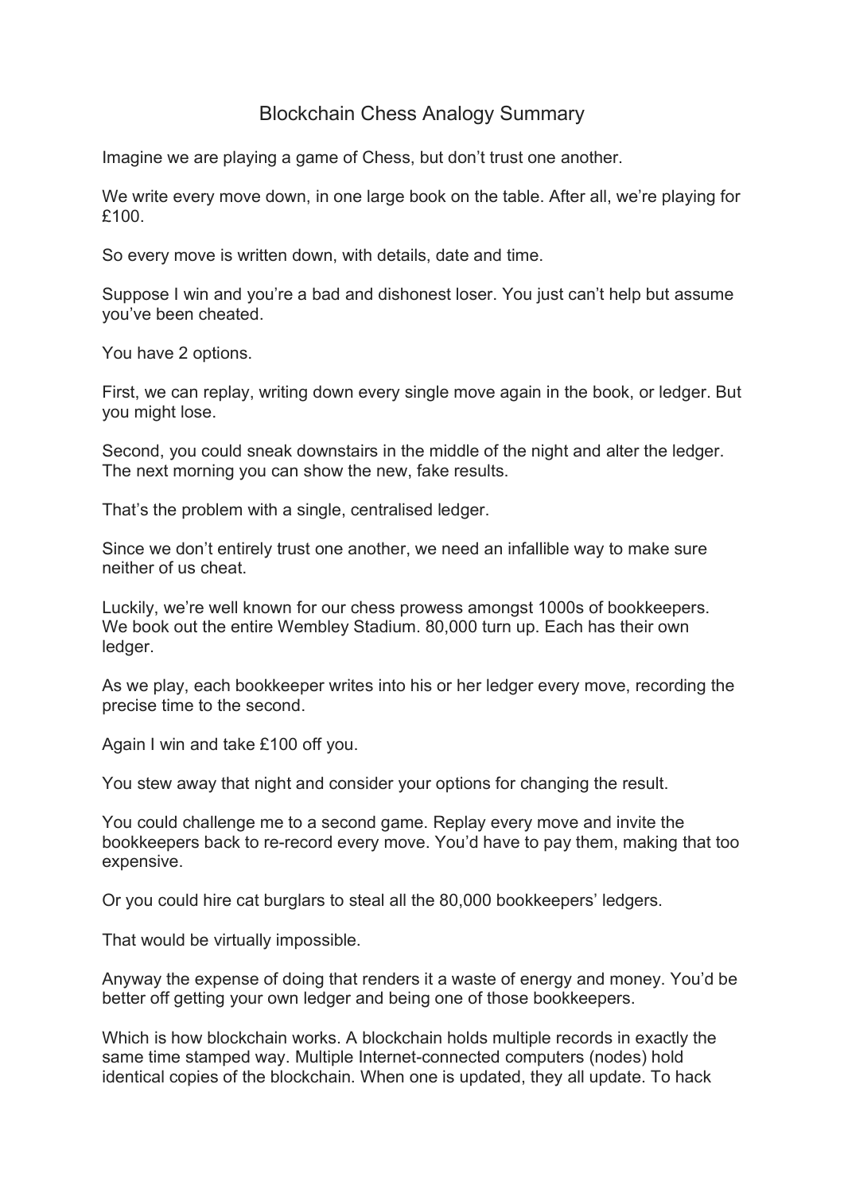# Blockchain Chess Analogy Summary

Imagine we are playing a game of Chess, but don't trust one another.

We write every move down, in one large book on the table. After all, we're playing for £100.

So every move is written down, with details, date and time.

Suppose I win and you're a bad and dishonest loser. You just can't help but assume you've been cheated.

You have 2 options.

First, we can replay, writing down every single move again in the book, or ledger. But you might lose.

Second, you could sneak downstairs in the middle of the night and alter the ledger. The next morning you can show the new, fake results.

That's the problem with a single, centralised ledger.

Since we don't entirely trust one another, we need an infallible way to make sure neither of us cheat.

Luckily, we're well known for our chess prowess amongst 1000s of bookkeepers. We book out the entire Wembley Stadium. 80,000 turn up. Each has their own ledger.

As we play, each bookkeeper writes into his or her ledger every move, recording the precise time to the second.

Again I win and take £100 off you.

You stew away that night and consider your options for changing the result.

You could challenge me to a second game. Replay every move and invite the bookkeepers back to re-record every move. You'd have to pay them, making that too expensive.

Or you could hire cat burglars to steal all the 80,000 bookkeepers' ledgers.

That would be virtually impossible.

Anyway the expense of doing that renders it a waste of energy and money. You'd be better off getting your own ledger and being one of those bookkeepers.

Which is how blockchain works. A blockchain holds multiple records in exactly the same time stamped way. Multiple Internet-connected computers (nodes) hold identical copies of the blockchain. When one is updated, they all update. To hack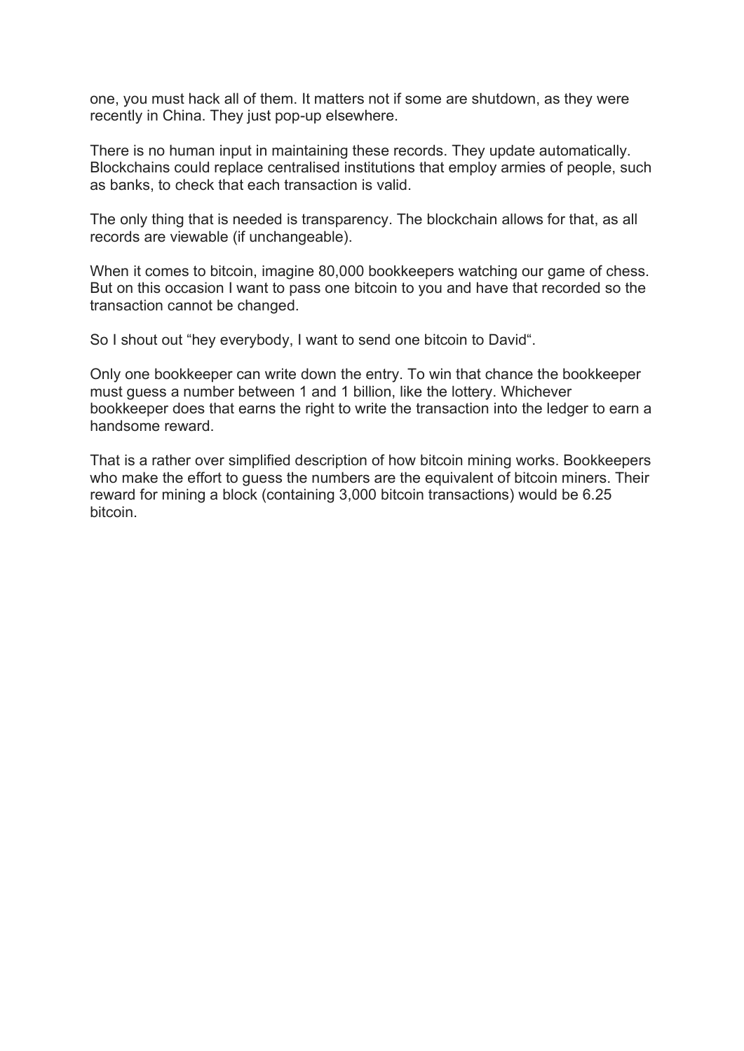one, you must hack all of them. It matters not if some are shutdown, as they were recently in China. They just pop-up elsewhere.

There is no human input in maintaining these records. They update automatically. Blockchains could replace centralised institutions that employ armies of people, such as banks, to check that each transaction is valid.

The only thing that is needed is transparency. The blockchain allows for that, as all records are viewable (if unchangeable).

When it comes to bitcoin, imagine 80,000 bookkeepers watching our game of chess. But on this occasion I want to pass one bitcoin to you and have that recorded so the transaction cannot be changed.

So I shout out "hey everybody, I want to send one bitcoin to David".

Only one bookkeeper can write down the entry. To win that chance the bookkeeper must guess a number between 1 and 1 billion, like the lottery. Whichever bookkeeper does that earns the right to write the transaction into the ledger to earn a handsome reward.

That is a rather over simplified description of how bitcoin mining works. Bookkeepers who make the effort to guess the numbers are the equivalent of bitcoin miners. Their reward for mining a block (containing 3,000 bitcoin transactions) would be 6.25 bitcoin.